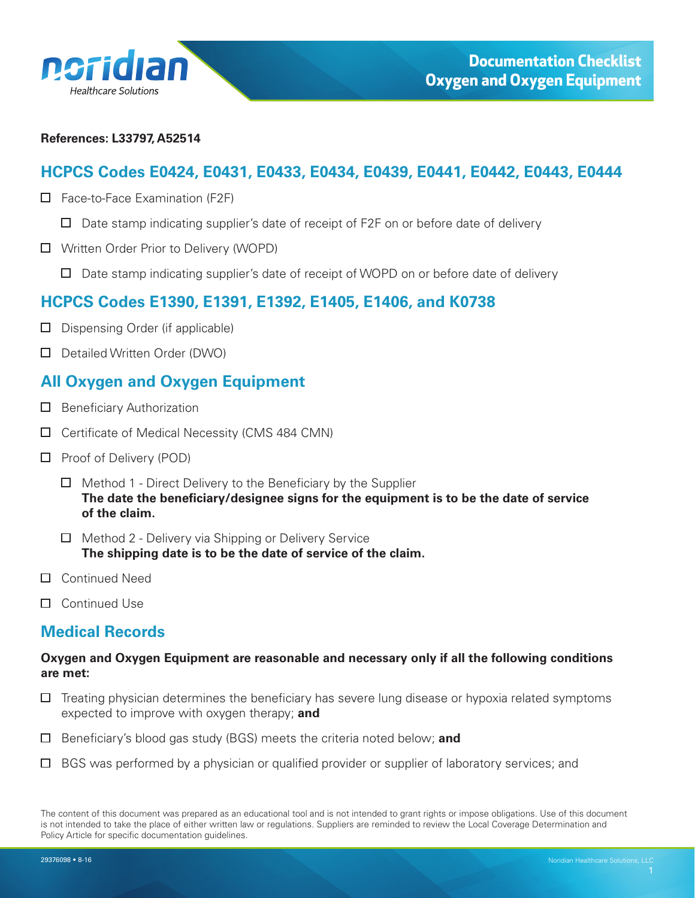# Documentation Checklist Oxygen and Oxygen Equipment

**References: L33797, A52514**

## HCPCS Codes E0424, E0431, E0433, E0434, E0439, E0441, E0442, E0443, E0444

- ☐ Face-to-Face Examination (F2F)
  - ☐ Date stamp indicating supplier's date of receipt of F2F on or before date of delivery
- ☐ Written Order Prior to Delivery (WOPD)
  - ☐ Date stamp indicating supplier's date of receipt of WOPD on or before date of delivery

## HCPCS Codes E1390, E1391, E1392, E1405, E1406, and K0738

- ☐ Dispensing Order (if applicable)
- ☐ Detailed Written Order (DWO)

## All Oxygen and Oxygen Equipment

- ☐ Beneficiary Authorization
- ☐ Certificate of Medical Necessity (CMS 484 CMN)
- ☐ Proof of Delivery (POD)
  - ☐ Method 1 - Direct Delivery to the Beneficiary by the Supplier
    **The date the beneficiary/designee signs for the equipment is to be the date of service of the claim.**
  - ☐ Method 2 - Delivery via Shipping or Delivery Service
    **The shipping date is to be the date of service of the claim.**
- ☐ Continued Need
- ☐ Continued Use

## Medical Records

**Oxygen and Oxygen Equipment are reasonable and necessary only if all the following conditions are met:**

- ☐ Treating physician determines the beneficiary has severe lung disease or hypoxia related symptoms expected to improve with oxygen therapy; **and**
- ☐ Beneficiary's blood gas study (BGS) meets the criteria noted below; **and**
- ☐ BGS was performed by a physician or qualified provider or supplier of laboratory services; and

The content of this document was prepared as an educational tool and is not intended to grant rights or impose obligations. Use of this document is not intended to take the place of either written law or regulations. Suppliers are reminded to review the Local Coverage Determination and Policy Article for specific documentation guidelines.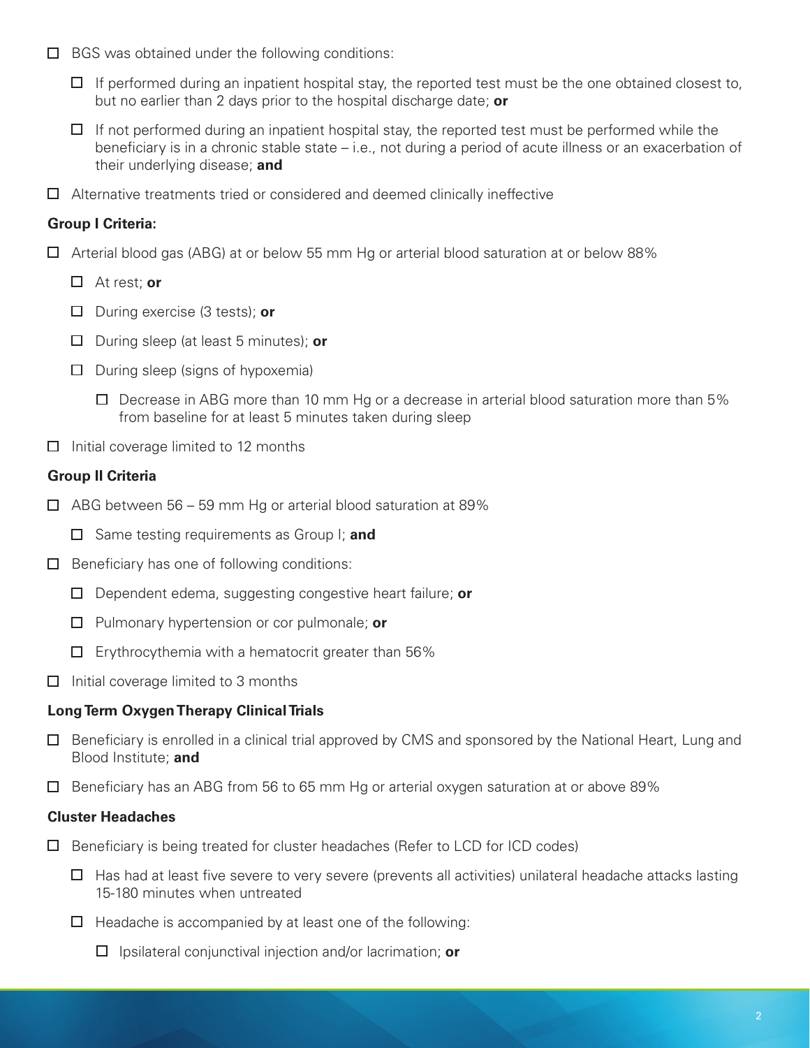- [ ] BGS was obtained under the following conditions:
  - [ ] If performed during an inpatient hospital stay, the reported test must be the one obtained closest to, but no earlier than 2 days prior to the hospital discharge date; **or**
  - [ ] If not performed during an inpatient hospital stay, the reported test must be performed while the beneficiary is in a chronic stable state – i.e., not during a period of acute illness or an exacerbation of their underlying disease; **and**
- [ ] Alternative treatments tried or considered and deemed clinically ineffective

**Group I Criteria:**

- [ ] Arterial blood gas (ABG) at or below 55 mm Hg or arterial blood saturation at or below 88%
  - [ ] At rest; **or**
  - [ ] During exercise (3 tests); **or**
  - [ ] During sleep (at least 5 minutes); **or**
  - [ ] During sleep (signs of hypoxemia)
    - [ ] Decrease in ABG more than 10 mm Hg or a decrease in arterial blood saturation more than 5% from baseline for at least 5 minutes taken during sleep
- [ ] Initial coverage limited to 12 months

**Group II Criteria**

- [ ] ABG between 56 – 59 mm Hg or arterial blood saturation at 89%
  - [ ] Same testing requirements as Group I; **and**
- [ ] Beneficiary has one of following conditions:
  - [ ] Dependent edema, suggesting congestive heart failure; **or**
  - [ ] Pulmonary hypertension or cor pulmonale; **or**
  - [ ] Erythrocythemia with a hematocrit greater than 56%
- [ ] Initial coverage limited to 3 months

**Long Term Oxygen Therapy Clinical Trials**

- [ ] Beneficiary is enrolled in a clinical trial approved by CMS and sponsored by the National Heart, Lung and Blood Institute; **and**
- [ ] Beneficiary has an ABG from 56 to 65 mm Hg or arterial oxygen saturation at or above 89%

**Cluster Headaches**

- [ ] Beneficiary is being treated for cluster headaches (Refer to LCD for ICD codes)
  - [ ] Has had at least five severe to very severe (prevents all activities) unilateral headache attacks lasting 15-180 minutes when untreated
  - [ ] Headache is accompanied by at least one of the following:
    - [ ] Ipsilateral conjunctival injection and/or lacrimation; **or**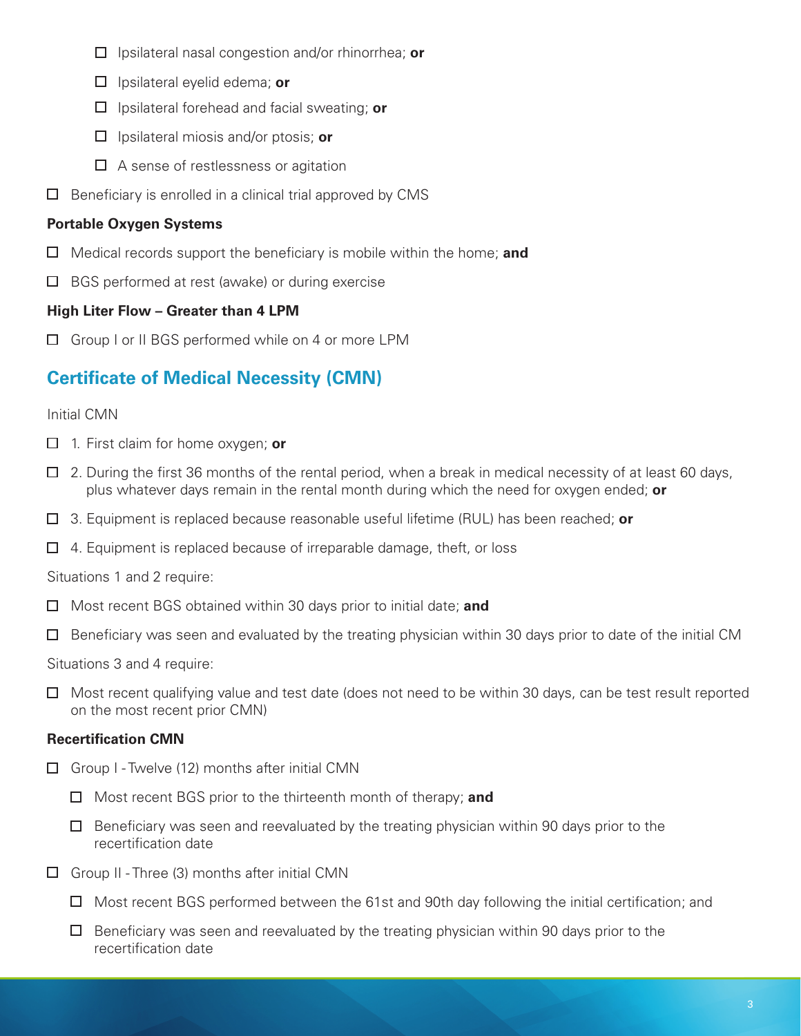- ☐ Ipsilateral nasal congestion and/or rhinorrhea; **or**
- ☐ Ipsilateral eyelid edema; **or**
- ☐ Ipsilateral forehead and facial sweating; **or**
- ☐ Ipsilateral miosis and/or ptosis; **or**
- ☐ A sense of restlessness or agitation

☐ Beneficiary is enrolled in a clinical trial approved by CMS

**Portable Oxygen Systems**

☐ Medical records support the beneficiary is mobile within the home; **and**

☐ BGS performed at rest (awake) or during exercise

**High Liter Flow – Greater than 4 LPM**

☐ Group I or II BGS performed while on 4 or more LPM

## Certificate of Medical Necessity (CMN)

Initial CMN

☐ 1. First claim for home oxygen; **or**

☐ 2. During the first 36 months of the rental period, when a break in medical necessity of at least 60 days, plus whatever days remain in the rental month during which the need for oxygen ended; **or**

☐ 3. Equipment is replaced because reasonable useful lifetime (RUL) has been reached; **or**

☐ 4. Equipment is replaced because of irreparable damage, theft, or loss

Situations 1 and 2 require:

☐ Most recent BGS obtained within 30 days prior to initial date; **and**

☐ Beneficiary was seen and evaluated by the treating physician within 30 days prior to date of the initial CM

Situations 3 and 4 require:

☐ Most recent qualifying value and test date (does not need to be within 30 days, can be test result reported on the most recent prior CMN)

**Recertification CMN**

☐ Group I - Twelve (12) months after initial CMN

- ☐ Most recent BGS prior to the thirteenth month of therapy; **and**
- ☐ Beneficiary was seen and reevaluated by the treating physician within 90 days prior to the recertification date

☐ Group II - Three (3) months after initial CMN

- ☐ Most recent BGS performed between the 61st and 90th day following the initial certification; and
- ☐ Beneficiary was seen and reevaluated by the treating physician within 90 days prior to the recertification date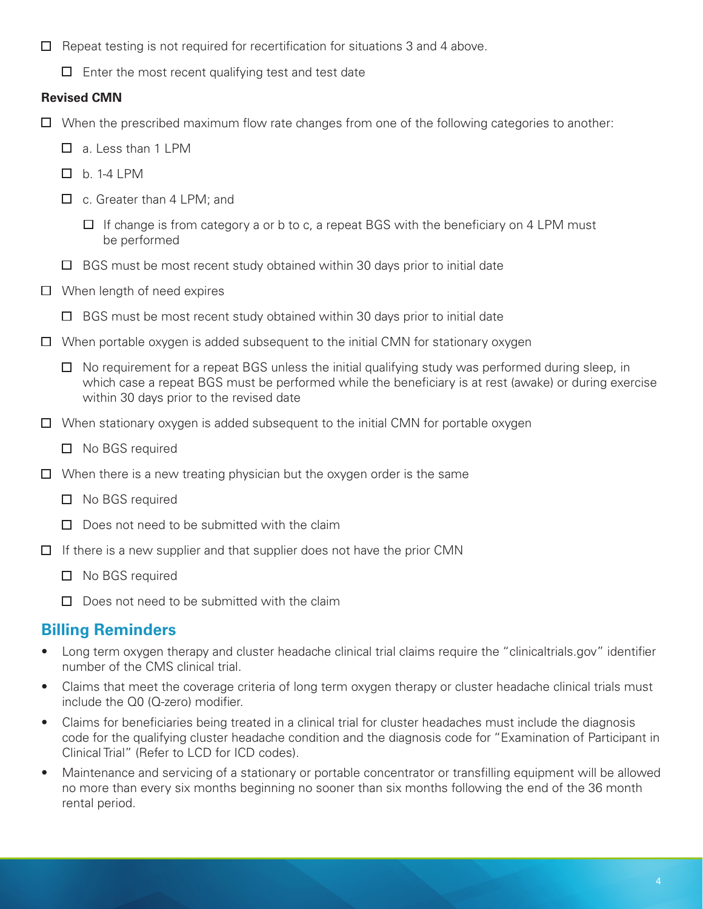- [ ] Repeat testing is not required for recertification for situations 3 and 4 above.
    - [ ] Enter the most recent qualifying test and test date

**Revised CMN**

- [ ] When the prescribed maximum flow rate changes from one of the following categories to another:
    - [ ] a. Less than 1 LPM
    - [ ] b. 1-4 LPM
    - [ ] c. Greater than 4 LPM; and
        - [ ] If change is from category a or b to c, a repeat BGS with the beneficiary on 4 LPM must be performed
    - [ ] BGS must be most recent study obtained within 30 days prior to initial date
- [ ] When length of need expires
    - [ ] BGS must be most recent study obtained within 30 days prior to initial date
- [ ] When portable oxygen is added subsequent to the initial CMN for stationary oxygen
    - [ ] No requirement for a repeat BGS unless the initial qualifying study was performed during sleep, in which case a repeat BGS must be performed while the beneficiary is at rest (awake) or during exercise within 30 days prior to the revised date
- [ ] When stationary oxygen is added subsequent to the initial CMN for portable oxygen
    - [ ] No BGS required
- [ ] When there is a new treating physician but the oxygen order is the same
    - [ ] No BGS required
    - [ ] Does not need to be submitted with the claim
- [ ] If there is a new supplier and that supplier does not have the prior CMN
    - [ ] No BGS required
    - [ ] Does not need to be submitted with the claim

## Billing Reminders

- Long term oxygen therapy and cluster headache clinical trial claims require the "clinicaltrials.gov" identifier number of the CMS clinical trial.
- Claims that meet the coverage criteria of long term oxygen therapy or cluster headache clinical trials must include the Q0 (Q-zero) modifier.
- Claims for beneficiaries being treated in a clinical trial for cluster headaches must include the diagnosis code for the qualifying cluster headache condition and the diagnosis code for "Examination of Participant in Clinical Trial" (Refer to LCD for ICD codes).
- Maintenance and servicing of a stationary or portable concentrator or transfilling equipment will be allowed no more than every six months beginning no sooner than six months following the end of the 36 month rental period.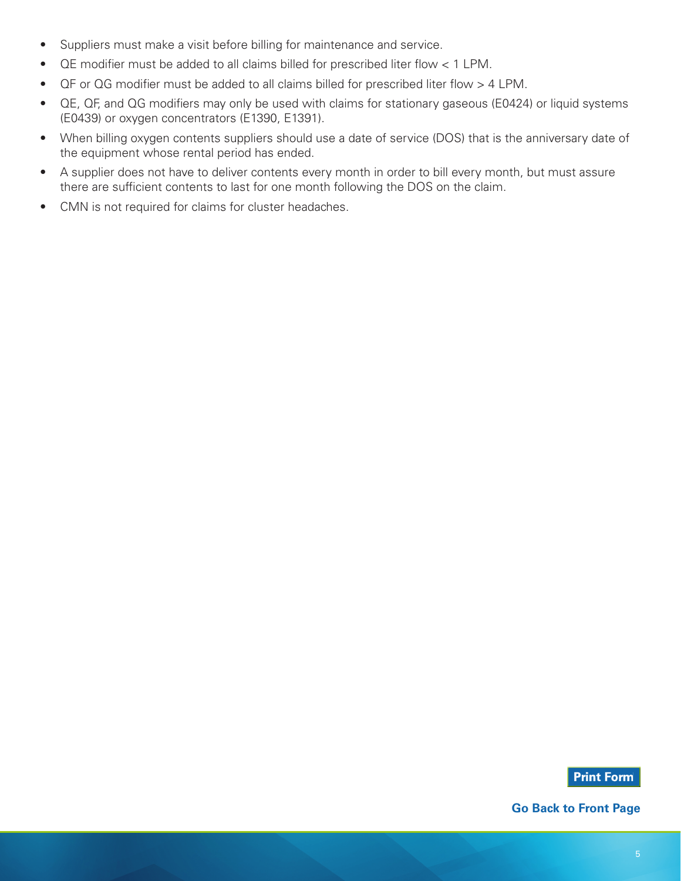- Suppliers must make a visit before billing for maintenance and service.
- QE modifier must be added to all claims billed for prescribed liter flow < 1 LPM.
- QF or QG modifier must be added to all claims billed for prescribed liter flow > 4 LPM.
- QE, QF, and QG modifiers may only be used with claims for stationary gaseous (E0424) or liquid systems (E0439) or oxygen concentrators (E1390, E1391).
- When billing oxygen contents suppliers should use a date of service (DOS) that is the anniversary date of the equipment whose rental period has ended.
- A supplier does not have to deliver contents every month in order to bill every month, but must assure there are sufficient contents to last for one month following the DOS on the claim.
- CMN is not required for claims for cluster headaches.

**Print Form**

**Go Back to Front Page**